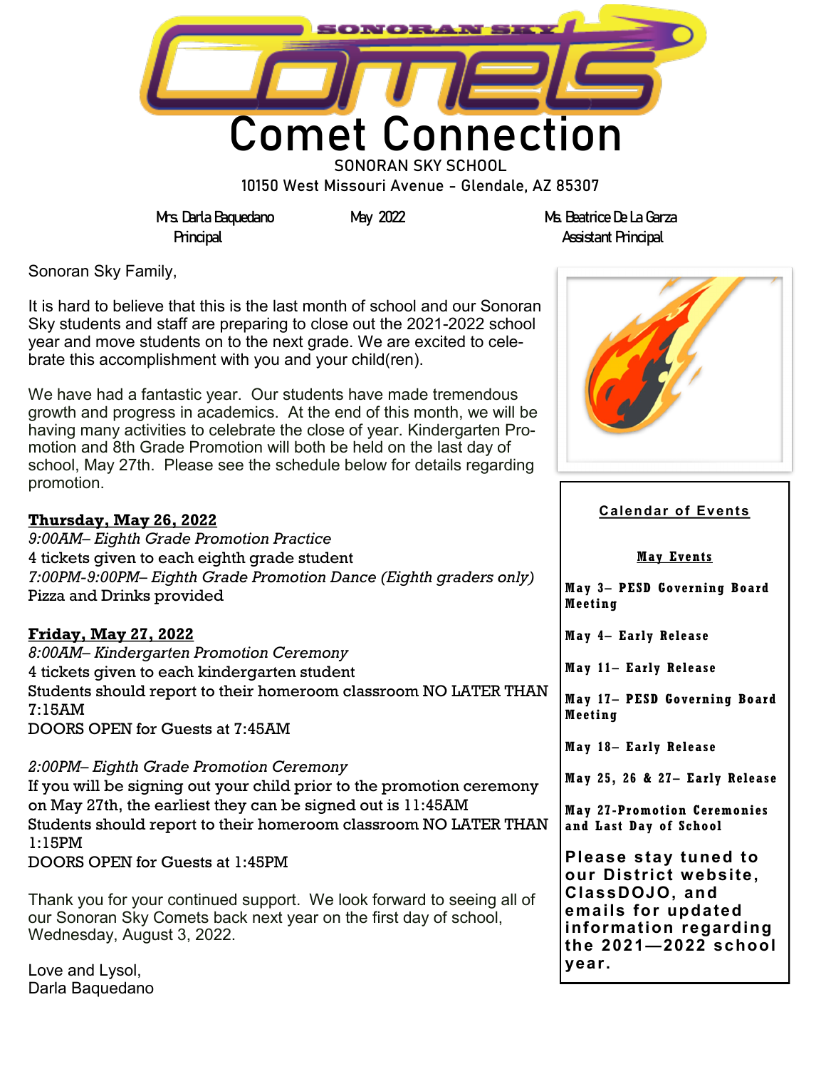# Comet Connection

SONORAN SKY SCHOOL

10150 West Missouri Avenue - Glendale, AZ 85307

Mrs. Darla Baquedano
Principal

May 2022

Ms. Beatrice De La Garza
Assistant Principal

Sonoran Sky Family,

It is hard to believe that this is the last month of school and our Sonoran Sky students and staff are preparing to close out the 2021-2022 school year and move students on to the next grade. We are excited to celebrate this accomplishment with you and your child(ren).

We have had a fantastic year. Our students have made tremendous growth and progress in academics. At the end of this month, we will be having many activities to celebrate the close of year. Kindergarten Promotion and 8th Grade Promotion will both be held on the last day of school, May 27th. Please see the schedule below for details regarding promotion.

**Thursday, May 26, 2022**

*9:00AM– Eighth Grade Promotion Practice*
4 tickets given to each eighth grade student
*7:00PM-9:00PM– Eighth Grade Promotion Dance (Eighth graders only)*
Pizza and Drinks provided

**Friday, May 27, 2022**

*8:00AM– Kindergarten Promotion Ceremony*
4 tickets given to each kindergarten student
Students should report to their homeroom classroom NO LATER THAN 7:15AM
DOORS OPEN for Guests at 7:45AM

*2:00PM– Eighth Grade Promotion Ceremony*
If you will be signing out your child prior to the promotion ceremony on May 27th, the earliest they can be signed out is 11:45AM
Students should report to their homeroom classroom NO LATER THAN 1:15PM
DOORS OPEN for Guests at 1:45PM

Thank you for your continued support. We look forward to seeing all of our Sonoran Sky Comets back next year on the first day of school, Wednesday, August 3, 2022.

Love and Lysol,
Darla Baquedano

## Calendar of Events

**May Events**

**May 3– PESD Governing Board Meeting**

**May 4– Early Release**

**May 11– Early Release**

**May 17– PESD Governing Board Meeting**

**May 18– Early Release**

**May 25, 26 & 27– Early Release**

**May 27-Promotion Ceremonies and Last Day of School**

**Please stay tuned to our District website, ClassDOJO, and emails for updated information regarding the 2021—2022 school year.**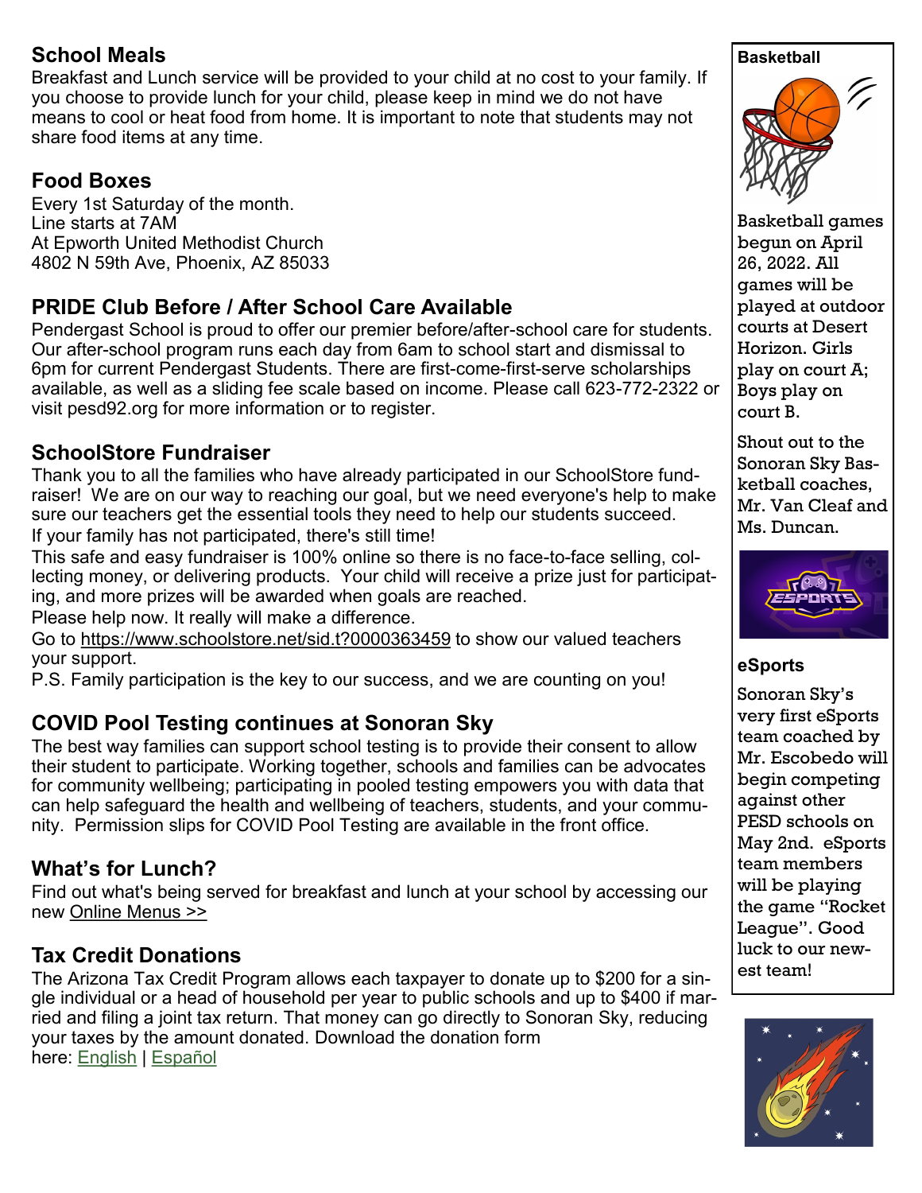## School Meals

Breakfast and Lunch service will be provided to your child at no cost to your family. If you choose to provide lunch for your child, please keep in mind we do not have means to cool or heat food from home. It is important to note that students may not share food items at any time.

## Food Boxes

Every 1st Saturday of the month.
Line starts at 7AM
At Epworth United Methodist Church
4802 N 59th Ave, Phoenix, AZ 85033

## PRIDE Club Before / After School Care Available

Pendergast School is proud to offer our premier before/after-school care for students. Our after-school program runs each day from 6am to school start and dismissal to 6pm for current Pendergast Students. There are first-come-first-serve scholarships available, as well as a sliding fee scale based on income. Please call 623-772-2322 or visit pesd92.org for more information or to register.

## SchoolStore Fundraiser

Thank you to all the families who have already participated in our SchoolStore fundraiser! We are on our way to reaching our goal, but we need everyone's help to make sure our teachers get the essential tools they need to help our students succeed.
If your family has not participated, there's still time!
This safe and easy fundraiser is 100% online so there is no face-to-face selling, collecting money, or delivering products. Your child will receive a prize just for participating, and more prizes will be awarded when goals are reached.
Please help now. It really will make a difference.
Go to https://www.schoolstore.net/sid.t?0000363459 to show our valued teachers your support.
P.S. Family participation is the key to our success, and we are counting on you!

## COVID Pool Testing continues at Sonoran Sky

The best way families can support school testing is to provide their consent to allow their student to participate. Working together, schools and families can be advocates for community wellbeing; participating in pooled testing empowers you with data that can help safeguard the health and wellbeing of teachers, students, and your community. Permission slips for COVID Pool Testing are available in the front office.

## What's for Lunch?

Find out what's being served for breakfast and lunch at your school by accessing our new Online Menus >>

## Tax Credit Donations

The Arizona Tax Credit Program allows each taxpayer to donate up to $200 for a single individual or a head of household per year to public schools and up to $400 if married and filing a joint tax return. That money can go directly to Sonoran Sky, reducing your taxes by the amount donated. Download the donation form here: English | Español

### Basketball

Basketball games begun on April 26, 2022. All games will be played at outdoor courts at Desert Horizon. Girls play on court A; Boys play on court B.

Shout out to the Sonoran Sky Basketball coaches, Mr. Van Cleaf and Ms. Duncan.

### eSports

Sonoran Sky's very first eSports team coached by Mr. Escobedo will begin competing against other PESD schools on May 2nd. eSports team members will be playing the game "Rocket League". Good luck to our newest team!